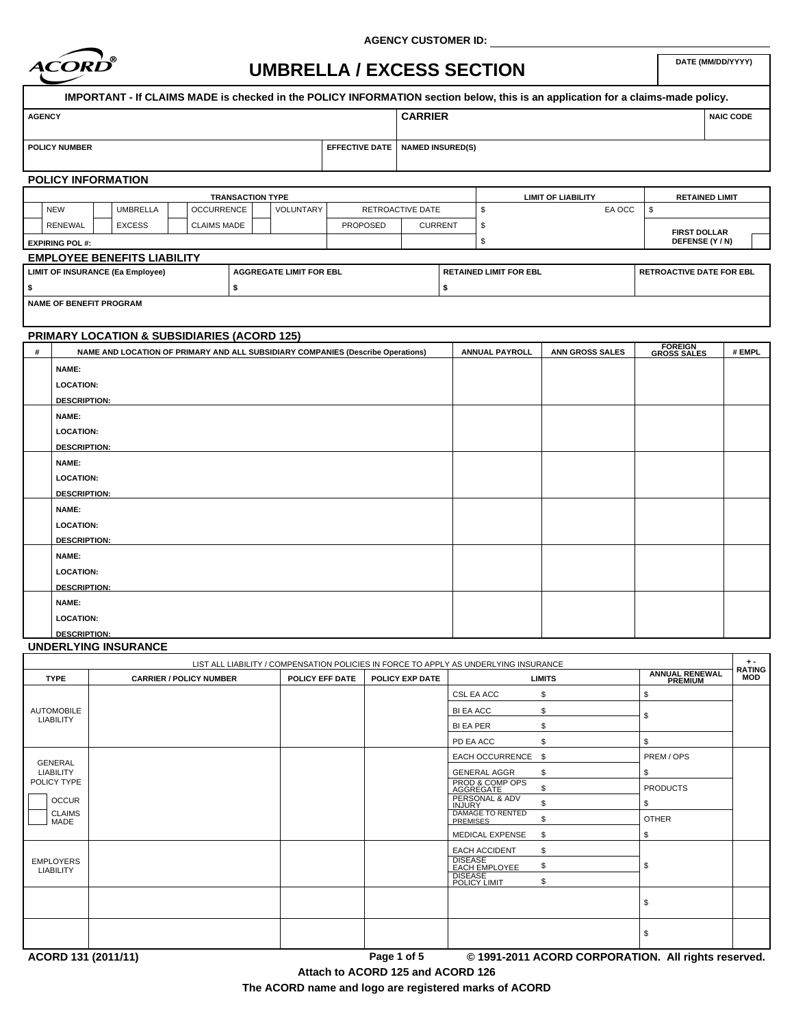AGENCY CUSTOMER ID: ____________________

# UMBRELLA / EXCESS SECTION

| DATE (MM/DD/YYYY) |
| --- |
| |

**IMPORTANT - If CLAIMS MADE is checked in the POLICY INFORMATION section below, this is an application for a claims-made policy.**

| AGENCY | | CARRIER | NAIC CODE |
| --- | --- | --- | --- |
| | | | |
| **POLICY NUMBER** | **EFFECTIVE DATE** | **NAMED INSURED(S)** | |
| | | | |

## POLICY INFORMATION

| TRANSACTION TYPE | | | | | | LIMIT OF LIABILITY | | RETAINED LIMIT |
| --- | --- | --- | --- | --- | --- | --- | --- | --- |
| NEW | UMBRELLA | OCCURRENCE | VOLUNTARY | RETROACTIVE DATE | | $ | EA OCC | $ |
| RENEWAL | EXCESS | CLAIMS MADE | | PROPOSED | CURRENT | $ | | FIRST DOLLAR DEFENSE (Y / N) |
| EXPIRING POL #: | | | | | | $ | | |

## EMPLOYEE BENEFITS LIABILITY

| LIMIT OF INSURANCE (Ea Employee) | AGGREGATE LIMIT FOR EBL | RETAINED LIMIT FOR EBL | RETROACTIVE DATE FOR EBL |
| --- | --- | --- | --- |
| $ | $ | $ | |
| **NAME OF BENEFIT PROGRAM** | | | |
| | | | |

## PRIMARY LOCATION & SUBSIDIARIES (ACORD 125)

| # | NAME AND LOCATION OF PRIMARY AND ALL SUBSIDIARY COMPANIES (Describe Operations) | ANNUAL PAYROLL | ANN GROSS SALES | FOREIGN GROSS SALES | # EMPL |
| --- | --- | --- | --- | --- | --- |
| | NAME:<br>LOCATION:<br>DESCRIPTION: | | | | |
| | NAME:<br>LOCATION:<br>DESCRIPTION: | | | | |
| | NAME:<br>LOCATION:<br>DESCRIPTION: | | | | |
| | NAME:<br>LOCATION:<br>DESCRIPTION: | | | | |
| | NAME:<br>LOCATION:<br>DESCRIPTION: | | | | |
| | NAME:<br>LOCATION:<br>DESCRIPTION: | | | | |

## UNDERLYING INSURANCE

LIST ALL LIABILITY / COMPENSATION POLICIES IN FORCE TO APPLY AS UNDERLYING INSURANCE

| TYPE | CARRIER / POLICY NUMBER | POLICY EFF DATE | POLICY EXP DATE | LIMITS | | ANNUAL RENEWAL PREMIUM | + - RATING MOD |
| --- | --- | --- | --- | --- | --- | --- | --- |
| AUTOMOBILE LIABILITY | | | | CSL EA ACC | $ | $ | |
| | | | | BI EA ACC | $ | $ | |
| | | | | BI EA PER | $ | | |
| | | | | PD EA ACC | $ | $ | |
| GENERAL LIABILITY POLICY TYPE<br>OCCUR<br>CLAIMS MADE | | | | EACH OCCURRENCE | $ | PREM / OPS | |
| | | | | GENERAL AGGR | $ | $ | |
| | | | | PROD & COMP OPS AGGREGATE | $ | PRODUCTS | |
| | | | | PERSONAL & ADV INJURY | $ | $ | |
| | | | | DAMAGE TO RENTED PREMISES | $ | OTHER | |
| | | | | MEDICAL EXPENSE | $ | $ | |
| EMPLOYERS LIABILITY | | | | EACH ACCIDENT | $ | $ | |
| | | | | DISEASE EACH EMPLOYEE | $ | | |
| | | | | DISEASE POLICY LIMIT | $ | | |
| | | | | | | $ | |
| | | | | | | $ | |

ACORD 131 (2011/11) © 1991-2011 ACORD CORPORATION. All rights reserved.

Attach to ACORD 125 and ACORD 126

The ACORD name and logo are registered marks of ACORD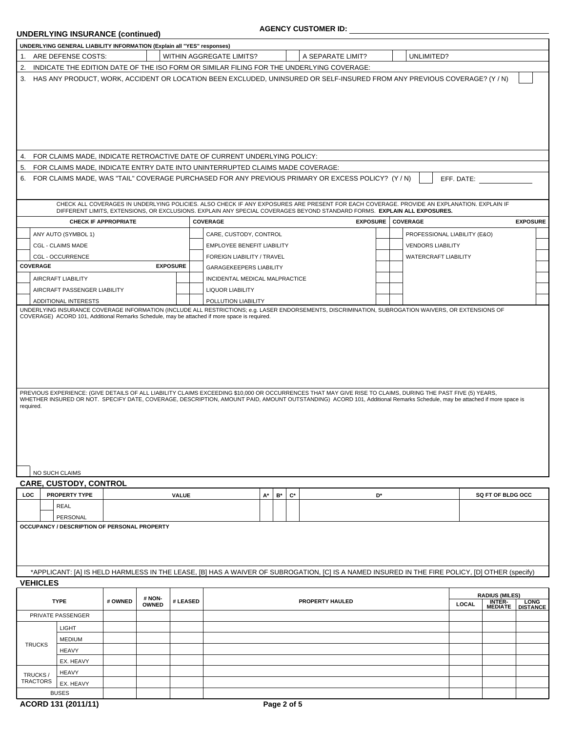## UNDERLYING INSURANCE (continued)

AGENCY CUSTOMER ID:

**UNDERLYING GENERAL LIABILITY INFORMATION (Explain all "YES" responses)**

1. ARE DEFENSE COSTS: [ ] WITHIN AGGREGATE LIMITS? [ ] A SEPARATE LIMIT? [ ] UNLIMITED?
2. INDICATE THE EDITION DATE OF THE ISO FORM OR SIMILAR FILING FOR THE UNDERLYING COVERAGE:
3. HAS ANY PRODUCT, WORK, ACCIDENT OR LOCATION BEEN EXCLUDED, UNINSURED OR SELF-INSURED FROM ANY PREVIOUS COVERAGE? (Y / N) [ ]
4. FOR CLAIMS MADE, INDICATE RETROACTIVE DATE OF CURRENT UNDERLYING POLICY:
5. FOR CLAIMS MADE, INDICATE ENTRY DATE INTO UNINTERRUPTED CLAIMS MADE COVERAGE:
6. FOR CLAIMS MADE, WAS "TAIL" COVERAGE PURCHASED FOR ANY PREVIOUS PRIMARY OR EXCESS POLICY? (Y / N) [ ] EFF. DATE:

CHECK ALL COVERAGES IN UNDERLYING POLICIES. ALSO CHECK IF ANY EXPOSURES ARE PRESENT FOR EACH COVERAGE. PROVIDE AN EXPLANATION. EXPLAIN IF DIFFERENT LIMITS, EXTENSIONS, OR EXCLUSIONS. EXPLAIN ANY SPECIAL COVERAGES BEYOND STANDARD FORMS. **EXPLAIN ALL EXPOSURES.**

| | CHECK IF APPROPRIATE | | | COVERAGE | EXPOSURE | | COVERAGE | EXPOSURE |
|---|---|---|---|---|---|---|---|---|
| | ANY AUTO (SYMBOL 1) | | | CARE, CUSTODY, CONTROL | | | PROFESSIONAL LIABILITY (E&O) | |
| | CGL - CLAIMS MADE | | | EMPLOYEE BENEFIT LIABILITY | | | VENDORS LIABILITY | |
| | CGL - OCCURRENCE | | | FOREIGN LIABILITY / TRAVEL | | | WATERCRAFT LIABILITY | |
| | **COVERAGE** | **EXPOSURE** | | GARAGEKEEPERS LIABILITY | | | | |
| | AIRCRAFT LIABILITY | | | INCIDENTAL MEDICAL MALPRACTICE | | | | |
| | AIRCRAFT PASSENGER LIABILITY | | | LIQUOR LIABILITY | | | | |
| | ADDITIONAL INTERESTS | | | POLLUTION LIABILITY | | | | |

UNDERLYING INSURANCE COVERAGE INFORMATION (INCLUDE ALL RESTRICTIONS; e.g. LASER ENDORSEMENTS, DISCRIMINATION, SUBROGATION WAIVERS, OR EXTENSIONS OF COVERAGE) ACORD 101, Additional Remarks Schedule, may be attached if more space is required.

PREVIOUS EXPERIENCE: (GIVE DETAILS OF ALL LIABILITY CLAIMS EXCEEDING $10,000 OR OCCURRENCES THAT MAY GIVE RISE TO CLAIMS, DURING THE PAST FIVE (5) YEARS, WHETHER INSURED OR NOT. SPECIFY DATE, COVERAGE, DESCRIPTION, AMOUNT PAID, AMOUNT OUTSTANDING) ACORD 101, Additional Remarks Schedule, may be attached if more space is required.

[ ] NO SUCH CLAIMS

## CARE, CUSTODY, CONTROL

| LOC | | PROPERTY TYPE | VALUE | A* | B* | C* | D* | SQ FT OF BLDG OCC |
|---|---|---|---|---|---|---|---|---|
| | | REAL | | | | | | |
| | | PERSONAL | | | | | | |

**OCCUPANCY / DESCRIPTION OF PERSONAL PROPERTY**

*APPLICANT: [A] IS HELD HARMLESS IN THE LEASE, [B] HAS A WAIVER OF SUBROGATION, [C] IS A NAMED INSURED IN THE FIRE POLICY, [D] OTHER (specify)

## VEHICLES

| TYPE | | # OWNED | # NON-OWNED | # LEASED | PROPERTY HAULED | RADIUS (MILES) LOCAL | INTER-MEDIATE | LONG DISTANCE |
|---|---|---|---|---|---|---|---|---|
| PRIVATE PASSENGER | | | | | | | | |
| TRUCKS | LIGHT | | | | | | | |
| | MEDIUM | | | | | | | |
| | HEAVY | | | | | | | |
| | EX. HEAVY | | | | | | | |
| TRUCKS / TRACTORS | HEAVY | | | | | | | |
| | EX. HEAVY | | | | | | | |
| BUSES | | | | | | | | |

ACORD 131 (2011/11)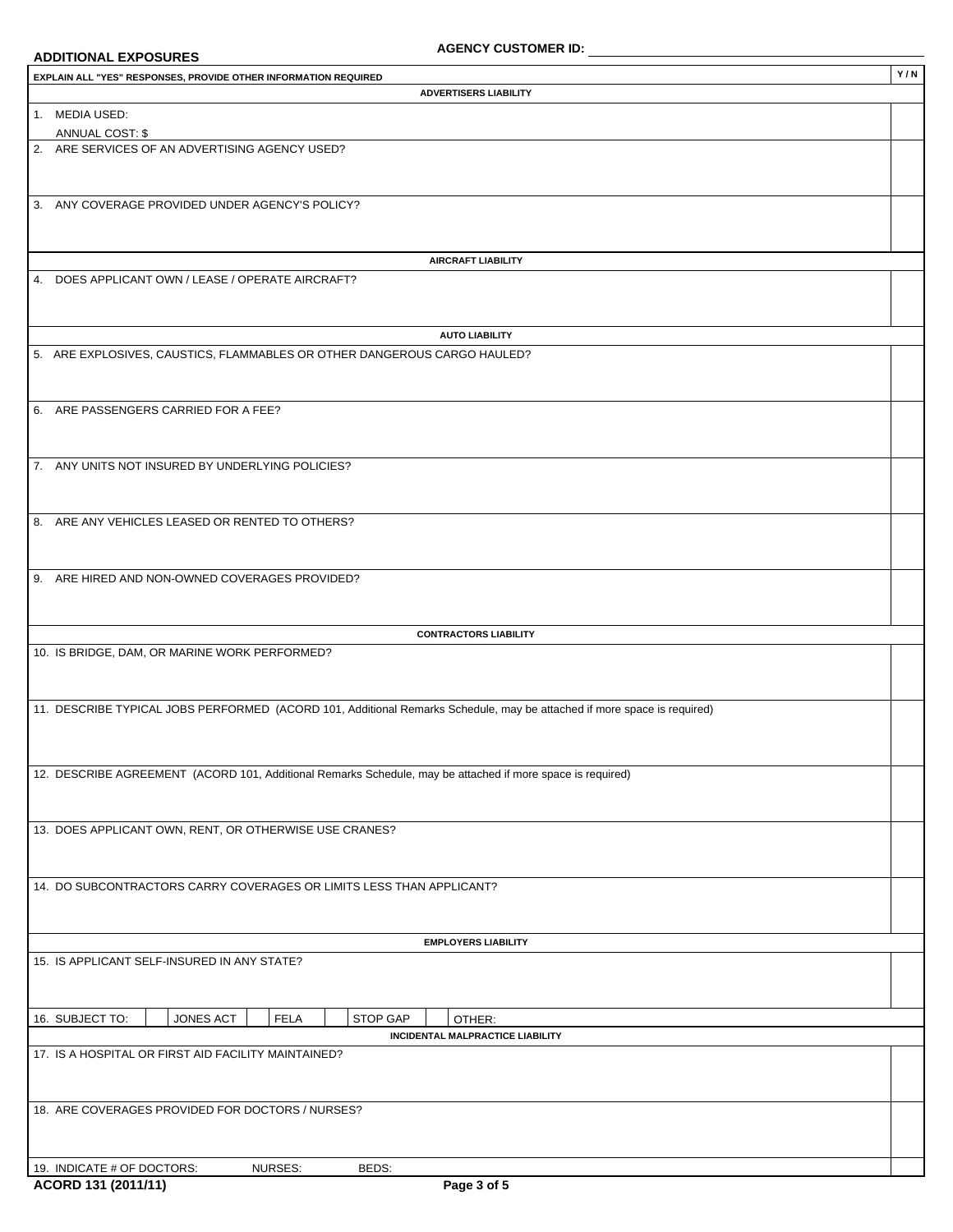**AGENCY CUSTOMER ID:** 

## ADDITIONAL EXPOSURES

| EXPLAIN ALL "YES" RESPONSES, PROVIDE OTHER INFORMATION REQUIRED | Y / N |
|---|---|
| **ADVERTISERS LIABILITY** | |
| 1. MEDIA USED:<br>ANNUAL COST: $ | |
| 2. ARE SERVICES OF AN ADVERTISING AGENCY USED? | |
| 3. ANY COVERAGE PROVIDED UNDER AGENCY'S POLICY? | |
| **AIRCRAFT LIABILITY** | |
| 4. DOES APPLICANT OWN / LEASE / OPERATE AIRCRAFT? | |
| **AUTO LIABILITY** | |
| 5. ARE EXPLOSIVES, CAUSTICS, FLAMMABLES OR OTHER DANGEROUS CARGO HAULED? | |
| 6. ARE PASSENGERS CARRIED FOR A FEE? | |
| 7. ANY UNITS NOT INSURED BY UNDERLYING POLICIES? | |
| 8. ARE ANY VEHICLES LEASED OR RENTED TO OTHERS? | |
| 9. ARE HIRED AND NON-OWNED COVERAGES PROVIDED? | |
| **CONTRACTORS LIABILITY** | |
| 10. IS BRIDGE, DAM, OR MARINE WORK PERFORMED? | |
| 11. DESCRIBE TYPICAL JOBS PERFORMED (ACORD 101, Additional Remarks Schedule, may be attached if more space is required) | |
| 12. DESCRIBE AGREEMENT (ACORD 101, Additional Remarks Schedule, may be attached if more space is required) | |
| 13. DOES APPLICANT OWN, RENT, OR OTHERWISE USE CRANES? | |
| 14. DO SUBCONTRACTORS CARRY COVERAGES OR LIMITS LESS THAN APPLICANT? | |
| **EMPLOYERS LIABILITY** | |
| 15. IS APPLICANT SELF-INSURED IN ANY STATE? | |
| 16. SUBJECT TO: ☐ JONES ACT ☐ FELA ☐ STOP GAP ☐ OTHER: | |
| **INCIDENTAL MALPRACTICE LIABILITY** | |
| 17. IS A HOSPITAL OR FIRST AID FACILITY MAINTAINED? | |
| 18. ARE COVERAGES PROVIDED FOR DOCTORS / NURSES? | |
| 19. INDICATE # OF DOCTORS: NURSES: BEDS: | |

ACORD 131 (2011/11)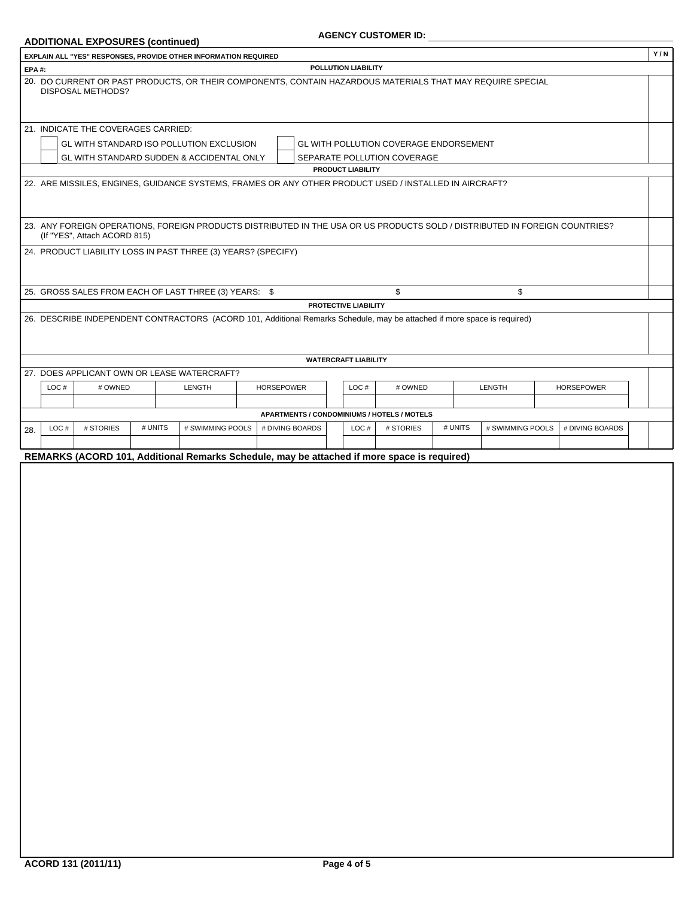## ADDITIONAL EXPOSURES (continued)

**AGENCY CUSTOMER ID:**

**EXPLAIN ALL "YES" RESPONSES, PROVIDE OTHER INFORMATION REQUIRED** — **Y / N**

**EPA #:**

### POLLUTION LIABILITY

20. DO CURRENT OR PAST PRODUCTS, OR THEIR COMPONENTS, CONTAIN HAZARDOUS MATERIALS THAT MAY REQUIRE SPECIAL DISPOSAL METHODS?

21. INDICATE THE COVERAGES CARRIED:

- [ ] GL WITH STANDARD ISO POLLUTION EXCLUSION
- [ ] GL WITH POLLUTION COVERAGE ENDORSEMENT
- [ ] GL WITH STANDARD SUDDEN & ACCIDENTAL ONLY
- [ ] SEPARATE POLLUTION COVERAGE

### PRODUCT LIABILITY

22. ARE MISSILES, ENGINES, GUIDANCE SYSTEMS, FRAMES OR ANY OTHER PRODUCT USED / INSTALLED IN AIRCRAFT?

23. ANY FOREIGN OPERATIONS, FOREIGN PRODUCTS DISTRIBUTED IN THE USA OR US PRODUCTS SOLD / DISTRIBUTED IN FOREIGN COUNTRIES? (If "YES", Attach ACORD 815)

24. PRODUCT LIABILITY LOSS IN PAST THREE (3) YEARS? (SPECIFY)

25. GROSS SALES FROM EACH OF LAST THREE (3) YEARS: $ $ $

### PROTECTIVE LIABILITY

26. DESCRIBE INDEPENDENT CONTRACTORS (ACORD 101, Additional Remarks Schedule, may be attached if more space is required)

### WATERCRAFT LIABILITY

27. DOES APPLICANT OWN OR LEASE WATERCRAFT?

| LOC # | # OWNED | LENGTH | HORSEPOWER | LOC # | # OWNED | LENGTH | HORSEPOWER |
|---|---|---|---|---|---|---|---|
| | | | | | | | |

### APARTMENTS / CONDOMINIUMS / HOTELS / MOTELS

28.

| LOC # | # STORIES | # UNITS | # SWIMMING POOLS | # DIVING BOARDS | LOC # | # STORIES | # UNITS | # SWIMMING POOLS | # DIVING BOARDS |
|---|---|---|---|---|---|---|---|---|---|
| | | | | | | | | | |

**REMARKS (ACORD 101, Additional Remarks Schedule, may be attached if more space is required)**

**ACORD 131 (2011/11)**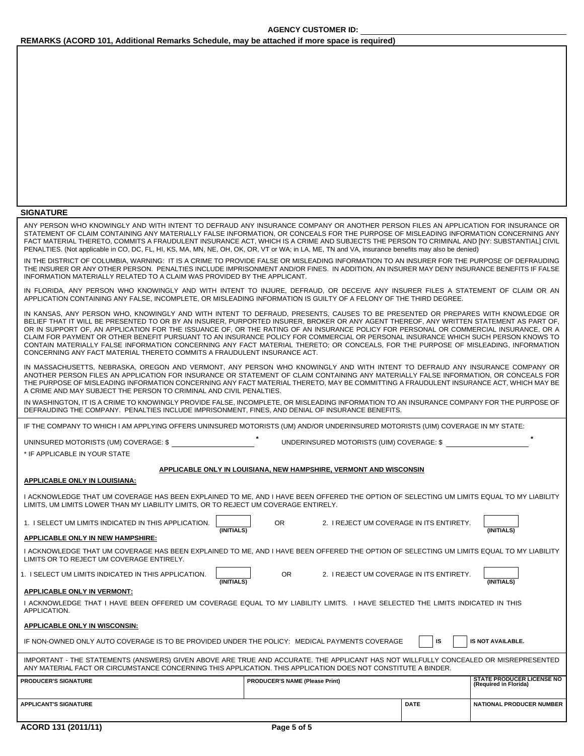AGENCY CUSTOMER ID: ____________________

## REMARKS (ACORD 101, Additional Remarks Schedule, may be attached if more space is required)

## SIGNATURE

ANY PERSON WHO KNOWINGLY AND WITH INTENT TO DEFRAUD ANY INSURANCE COMPANY OR ANOTHER PERSON FILES AN APPLICATION FOR INSURANCE OR STATEMENT OF CLAIM CONTAINING ANY MATERIALLY FALSE INFORMATION, OR CONCEALS FOR THE PURPOSE OF MISLEADING INFORMATION CONCERNING ANY FACT MATERIAL THERETO, COMMITS A FRAUDULENT INSURANCE ACT, WHICH IS A CRIME AND SUBJECTS THE PERSON TO CRIMINAL AND [NY: SUBSTANTIAL] CIVIL PENALTIES. (Not applicable in CO, DC, FL, HI, KS, MA, MN, NE, OH, OK, OR, VT or WA; in LA, ME, TN and VA, insurance benefits may also be denied)

IN THE DISTRICT OF COLUMBIA, WARNING: IT IS A CRIME TO PROVIDE FALSE OR MISLEADING INFORMATION TO AN INSURER FOR THE PURPOSE OF DEFRAUDING THE INSURER OR ANY OTHER PERSON. PENALTIES INCLUDE IMPRISONMENT AND/OR FINES. IN ADDITION, AN INSURER MAY DENY INSURANCE BENEFITS IF FALSE INFORMATION MATERIALLY RELATED TO A CLAIM WAS PROVIDED BY THE APPLICANT.

IN FLORIDA, ANY PERSON WHO KNOWINGLY AND WITH INTENT TO INJURE, DEFRAUD, OR DECEIVE ANY INSURER FILES A STATEMENT OF CLAIM OR AN APPLICATION CONTAINING ANY FALSE, INCOMPLETE, OR MISLEADING INFORMATION IS GUILTY OF A FELONY OF THE THIRD DEGREE.

IN KANSAS, ANY PERSON WHO, KNOWINGLY AND WITH INTENT TO DEFRAUD, PRESENTS, CAUSES TO BE PRESENTED OR PREPARES WITH KNOWLEDGE OR BELIEF THAT IT WILL BE PRESENTED TO OR BY AN INSURER, PURPORTED INSURER, BROKER OR ANY AGENT THEREOF, ANY WRITTEN STATEMENT AS PART OF, OR IN SUPPORT OF, AN APPLICATION FOR THE ISSUANCE OF, OR THE RATING OF AN INSURANCE POLICY FOR PERSONAL OR COMMERCIAL INSURANCE, OR A CLAIM FOR PAYMENT OR OTHER BENEFIT PURSUANT TO AN INSURANCE POLICY FOR COMMERCIAL OR PERSONAL INSURANCE WHICH SUCH PERSON KNOWS TO CONTAIN MATERIALLY FALSE INFORMATION CONCERNING ANY FACT MATERIAL THERETO; OR CONCEALS, FOR THE PURPOSE OF MISLEADING, INFORMATION CONCERNING ANY FACT MATERIAL THERETO COMMITS A FRAUDULENT INSURANCE ACT.

IN MASSACHUSETTS, NEBRASKA, OREGON AND VERMONT, ANY PERSON WHO KNOWINGLY AND WITH INTENT TO DEFRAUD ANY INSURANCE COMPANY OR ANOTHER PERSON FILES AN APPLICATION FOR INSURANCE OR STATEMENT OF CLAIM CONTAINING ANY MATERIALLY FALSE INFORMATION, OR CONCEALS FOR THE PURPOSE OF MISLEADING INFORMATION CONCERNING ANY FACT MATERIAL THERETO, MAY BE COMMITTING A FRAUDULENT INSURANCE ACT, WHICH MAY BE A CRIME AND MAY SUBJECT THE PERSON TO CRIMINAL AND CIVIL PENALTIES.

IN WASHINGTON, IT IS A CRIME TO KNOWINGLY PROVIDE FALSE, INCOMPLETE, OR MISLEADING INFORMATION TO AN INSURANCE COMPANY FOR THE PURPOSE OF DEFRAUDING THE COMPANY. PENALTIES INCLUDE IMPRISONMENT, FINES, AND DENIAL OF INSURANCE BENEFITS.

IF THE COMPANY TO WHICH I AM APPLYING OFFERS UNINSURED MOTORISTS (UM) AND/OR UNDERINSURED MOTORISTS (UIM) COVERAGE IN MY STATE:

UNINSURED MOTORISTS (UM) COVERAGE: $ ____________ * UNDERINSURED MOTORISTS (UIM) COVERAGE: $ ____________ *

* IF APPLICABLE IN YOUR STATE

**APPLICABLE ONLY IN LOUISIANA, NEW HAMPSHIRE, VERMONT AND WISCONSIN**

**APPLICABLE ONLY IN LOUISIANA:**

I ACKNOWLEDGE THAT UM COVERAGE HAS BEEN EXPLAINED TO ME, AND I HAVE BEEN OFFERED THE OPTION OF SELECTING UM LIMITS EQUAL TO MY LIABILITY LIMITS, UM LIMITS LOWER THAN MY LIABILITY LIMITS, OR TO REJECT UM COVERAGE ENTIRELY.

1. I SELECT UM LIMITS INDICATED IN THIS APPLICATION. ______ (INITIALS) OR 2. I REJECT UM COVERAGE IN ITS ENTIRETY. ______ (INITIALS)

**APPLICABLE ONLY IN NEW HAMPSHIRE:**

I ACKNOWLEDGE THAT UM COVERAGE HAS BEEN EXPLAINED TO ME, AND I HAVE BEEN OFFERED THE OPTION OF SELECTING UM LIMITS EQUAL TO MY LIABILITY LIMITS OR TO REJECT UM COVERAGE ENTIRELY.

1. I SELECT UM LIMITS INDICATED IN THIS APPLICATION. ______ (INITIALS) OR 2. I REJECT UM COVERAGE IN ITS ENTIRETY. ______ (INITIALS)

**APPLICABLE ONLY IN VERMONT:**

I ACKNOWLEDGE THAT I HAVE BEEN OFFERED UM COVERAGE EQUAL TO MY LIABILITY LIMITS. I HAVE SELECTED THE LIMITS INDICATED IN THIS APPLICATION.

**APPLICABLE ONLY IN WISCONSIN:**

IF NON-OWNED ONLY AUTO COVERAGE IS TO BE PROVIDED UNDER THE POLICY: MEDICAL PAYMENTS COVERAGE ☐ IS ☐ IS NOT AVAILABLE.

IMPORTANT - THE STATEMENTS (ANSWERS) GIVEN ABOVE ARE TRUE AND ACCURATE. THE APPLICANT HAS NOT WILLFULLY CONCEALED OR MISREPRESENTED ANY MATERIAL FACT OR CIRCUMSTANCE CONCERNING THIS APPLICATION. THIS APPLICATION DOES NOT CONSTITUTE A BINDER.

| | | | |
|---|---|---|---|
| PRODUCER'S SIGNATURE | PRODUCER'S NAME (Please Print) | | STATE PRODUCER LICENSE NO (Required in Florida) |
| APPLICANT'S SIGNATURE | | DATE | NATIONAL PRODUCER NUMBER |

ACORD 131 (2011/11)